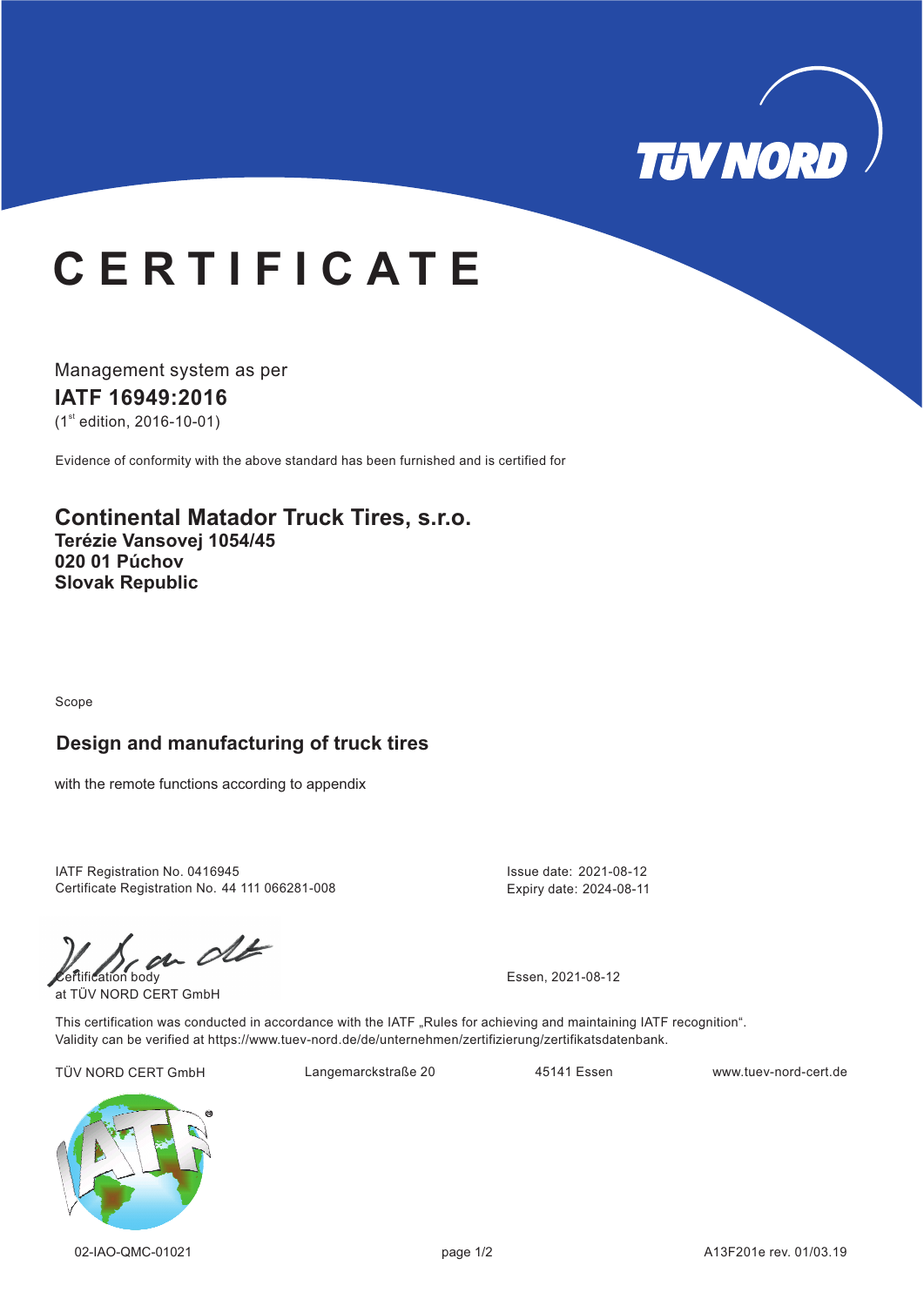TÜV NORD

# CERTIFICATE

Management system as per

**IATF 16949:2016**

(1st edition, 2016-10-01)

Evidence of conformity with the above standard has been furnished and is certified for

## Continental Matador Truck Tires, s.r.o.
**Terézie Vansovej 1054/45**
**020 01 Púchov**
**Slovak Republic**

Scope

### Design and manufacturing of truck tires

with the remote functions according to appendix

IATF Registration No. 0416945
Certificate Registration No. 44 111 066281-008

Issue date: 2021-08-12
Expiry date: 2024-08-11

Certification body
at TÜV NORD CERT GmbH

Essen, 2021-08-12

This certification was conducted in accordance with the IATF „Rules for achieving and maintaining IATF recognition".
Validity can be verified at https://www.tuev-nord.de/de/unternehmen/zertifizierung/zertifikatsdatenbank.

TÜV NORD CERT GmbH Langemarckstraße 20 45141 Essen www.tuev-nord-cert.de

02-IAO-QMC-01021

A13F201e rev. 01/03.19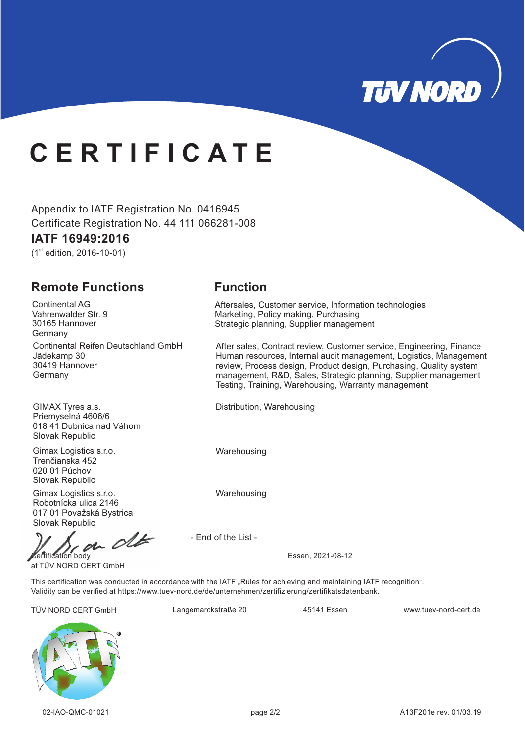# CERTIFICATE

Appendix to IATF Registration No. 0416945
Certificate Registration No. 44 111 066281-008

**IATF 16949:2016**
(1st edition, 2016-10-01)

| Remote Functions | Function |
| --- | --- |
| Continental AG<br>Vahrenwalder Str. 9<br>30165 Hannover<br>Germany | Aftersales, Customer service, Information technologies<br>Marketing, Policy making, Purchasing<br>Strategic planning, Supplier management |
| Continental Reifen Deutschland GmbH<br>Jädekamp 30<br>30419 Hannover<br>Germany | After sales, Contract review, Customer service, Engineering, Finance<br>Human resources, Internal audit management, Logistics, Management review, Process design, Product design, Purchasing, Quality system management, R&D, Sales, Strategic planning, Supplier management<br>Testing, Training, Warehousing, Warranty management |
| GIMAX Tyres a.s.<br>Priemyselná 4606/6<br>018 41 Dubnica nad Váhom<br>Slovak Republic | Distribution, Warehousing |
| Gimax Logistics s.r.o.<br>Trenčianska 452<br>020 01 Púchov<br>Slovak Republic | Warehousing |
| Gimax Logistics s.r.o.<br>Robotnícka ulica 2146<br>017 01 Považská Bystrica<br>Slovak Republic | Warehousing |

- End of the List -

Certification body
at TÜV NORD CERT GmbH

Essen, 2021-08-12

This certification was conducted in accordance with the IATF „Rules for achieving and maintaining IATF recognition".
Validity can be verified at https://www.tuev-nord.de/de/unternehmen/zertifizierung/zertifikatsdatenbank.

TÜV NORD CERT GmbH    Langemarckstraße 20    45141 Essen    www.tuev-nord-cert.de

02-IAO-QMC-01021    A13F201e rev. 01/03.19